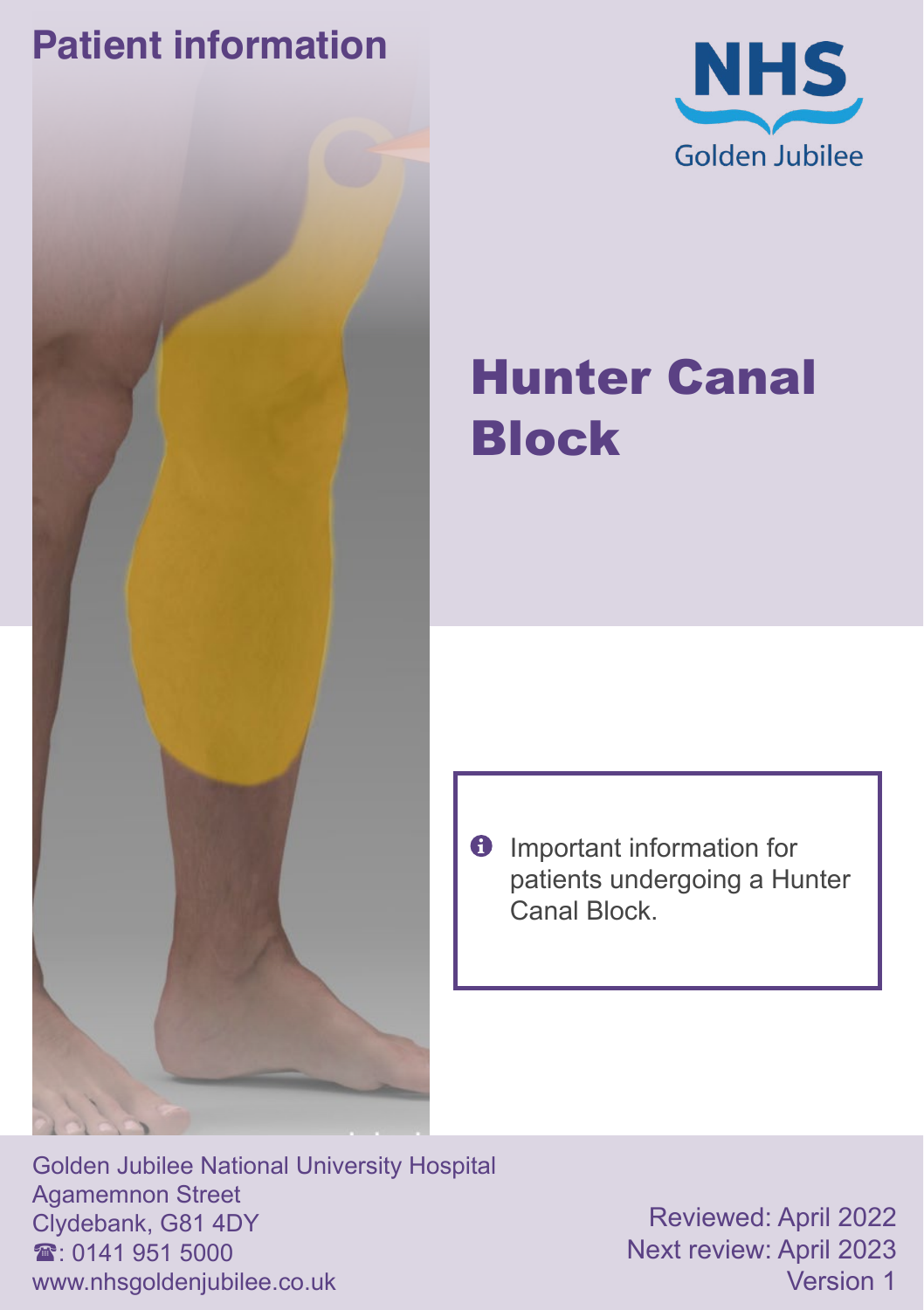Patient information

NHS
Golden Jubilee

# Hunter Canal Block

Important information for patients undergoing a Hunter Canal Block.

Golden Jubilee National University Hospital
Agamemnon Street
Clydebank, G81 4DY
☎: 0141 951 5000
www.nhsgoldenjubilee.co.uk

Reviewed: April 2022
Next review: April 2023
Version 1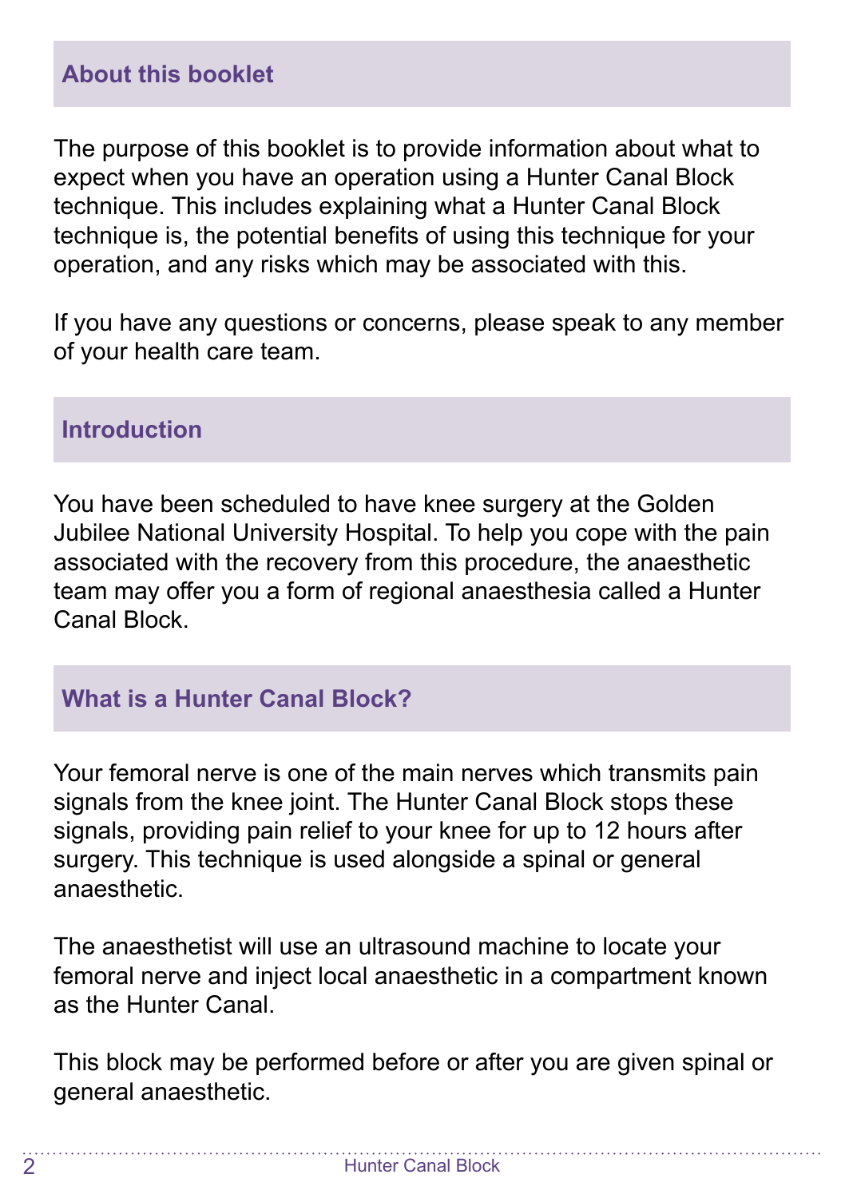## About this booklet

The purpose of this booklet is to provide information about what to expect when you have an operation using a Hunter Canal Block technique. This includes explaining what a Hunter Canal Block technique is, the potential benefits of using this technique for your operation, and any risks which may be associated with this.

If you have any questions or concerns, please speak to any member of your health care team.

## Introduction

You have been scheduled to have knee surgery at the Golden Jubilee National University Hospital. To help you cope with the pain associated with the recovery from this procedure, the anaesthetic team may offer you a form of regional anaesthesia called a Hunter Canal Block.

## What is a Hunter Canal Block?

Your femoral nerve is one of the main nerves which transmits pain signals from the knee joint. The Hunter Canal Block stops these signals, providing pain relief to your knee for up to 12 hours after surgery. This technique is used alongside a spinal or general anaesthetic.

The anaesthetist will use an ultrasound machine to locate your femoral nerve and inject local anaesthetic in a compartment known as the Hunter Canal.

This block may be performed before or after you are given spinal or general anaesthetic.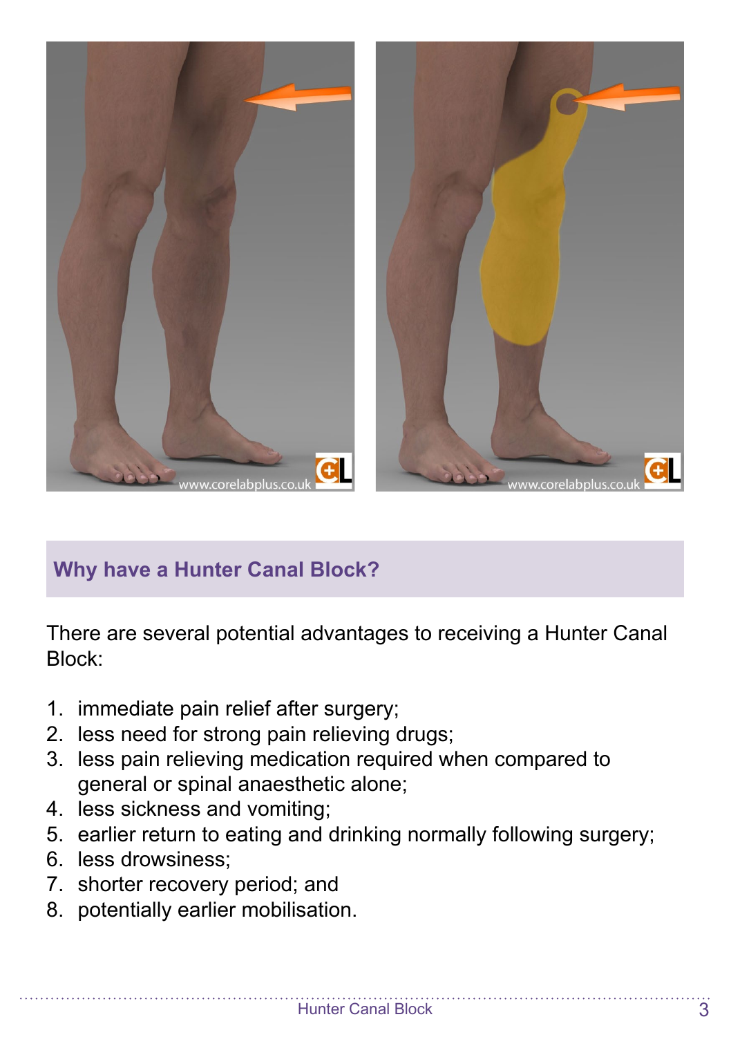## Why have a Hunter Canal Block?

There are several potential advantages to receiving a Hunter Canal Block:

1. immediate pain relief after surgery;
2. less need for strong pain relieving drugs;
3. less pain relieving medication required when compared to general or spinal anaesthetic alone;
4. less sickness and vomiting;
5. earlier return to eating and drinking normally following surgery;
6. less drowsiness;
7. shorter recovery period; and
8. potentially earlier mobilisation.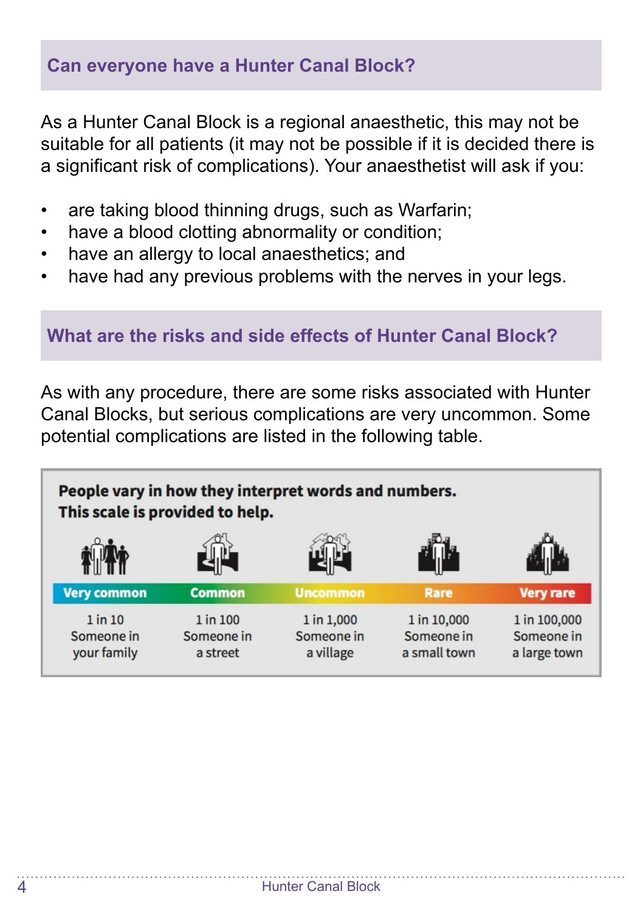## Can everyone have a Hunter Canal Block?

As a Hunter Canal Block is a regional anaesthetic, this may not be suitable for all patients (it may not be possible if it is decided there is a significant risk of complications). Your anaesthetist will ask if you:

- are taking blood thinning drugs, such as Warfarin;
- have a blood clotting abnormality or condition;
- have an allergy to local anaesthetics; and
- have had any previous problems with the nerves in your legs.

## What are the risks and side effects of Hunter Canal Block?

As with any procedure, there are some risks associated with Hunter Canal Blocks, but serious complications are very uncommon. Some potential complications are listed in the following table.

**People vary in how they interpret words and numbers. This scale is provided to help.**

| Very common | Common | Uncommon | Rare | Very rare |
|---|---|---|---|---|
| 1 in 10 Someone in your family | 1 in 100 Someone in a street | 1 in 1,000 Someone in a village | 1 in 10,000 Someone in a small town | 1 in 100,000 Someone in a large town |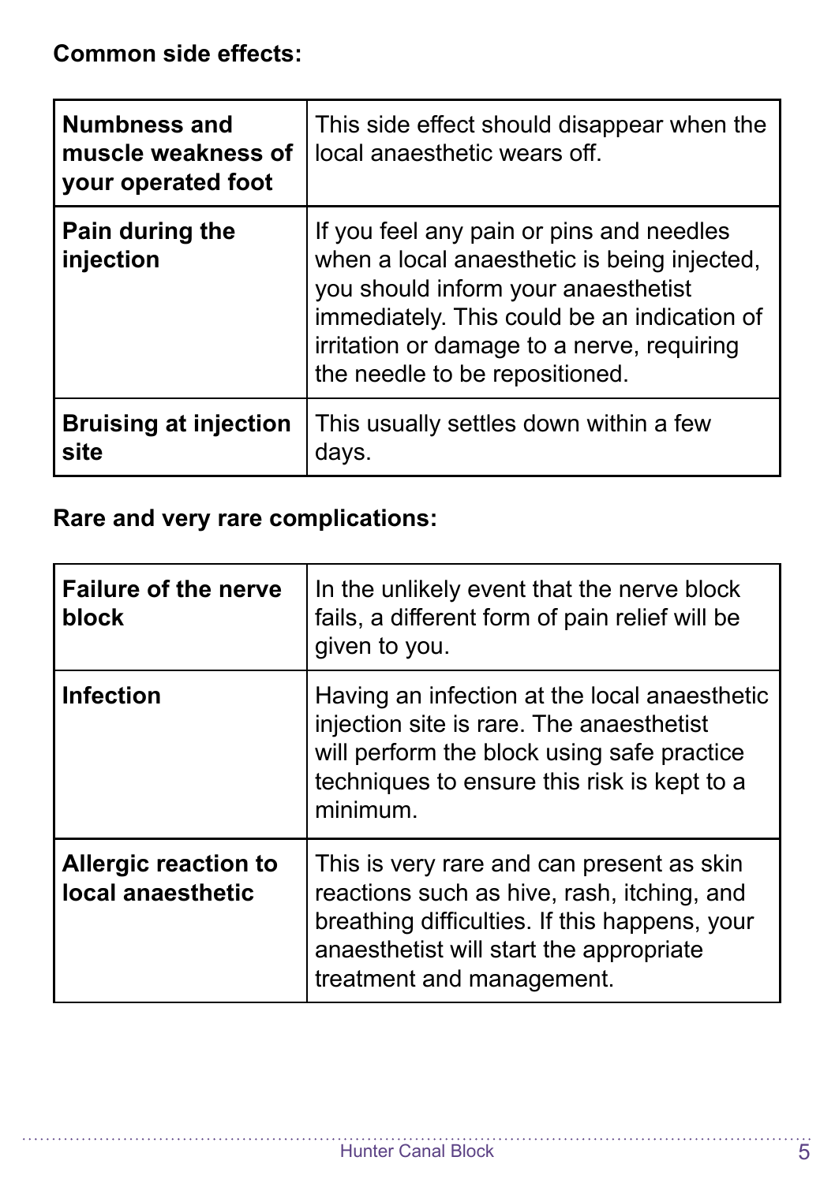**Common side effects:**

| | |
|---|---|
| **Numbness and muscle weakness of your operated foot** | This side effect should disappear when the local anaesthetic wears off. |
| **Pain during the injection** | If you feel any pain or pins and needles when a local anaesthetic is being injected, you should inform your anaesthetist immediately. This could be an indication of irritation or damage to a nerve, requiring the needle to be repositioned. |
| **Bruising at injection site** | This usually settles down within a few days. |

**Rare and very rare complications:**

| | |
|---|---|
| **Failure of the nerve block** | In the unlikely event that the nerve block fails, a different form of pain relief will be given to you. |
| **Infection** | Having an infection at the local anaesthetic injection site is rare. The anaesthetist will perform the block using safe practice techniques to ensure this risk is kept to a minimum. |
| **Allergic reaction to local anaesthetic** | This is very rare and can present as skin reactions such as hive, rash, itching, and breathing difficulties. If this happens, your anaesthetist will start the appropriate treatment and management. |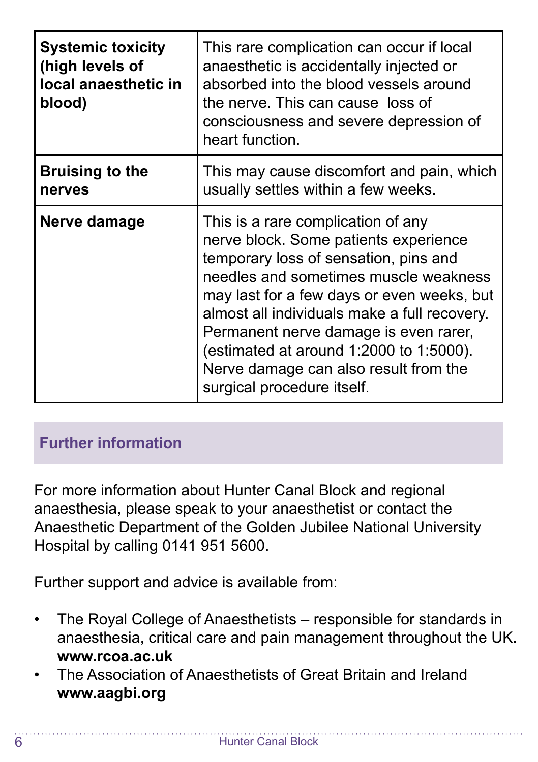| | |
|---|---|
| **Systemic toxicity (high levels of local anaesthetic in blood)** | This rare complication can occur if local anaesthetic is accidentally injected or absorbed into the blood vessels around the nerve. This can cause loss of consciousness and severe depression of heart function. |
| **Bruising to the nerves** | This may cause discomfort and pain, which usually settles within a few weeks. |
| **Nerve damage** | This is a rare complication of any nerve block. Some patients experience temporary loss of sensation, pins and needles and sometimes muscle weakness may last for a few days or even weeks, but almost all individuals make a full recovery. Permanent nerve damage is even rarer, (estimated at around 1:2000 to 1:5000). Nerve damage can also result from the surgical procedure itself. |

## Further information

For more information about Hunter Canal Block and regional anaesthesia, please speak to your anaesthetist or contact the Anaesthetic Department of the Golden Jubilee National University Hospital by calling 0141 951 5600.

Further support and advice is available from:

- The Royal College of Anaesthetists – responsible for standards in anaesthesia, critical care and pain management throughout the UK. **www.rcoa.ac.uk**
- The Association of Anaesthetists of Great Britain and Ireland **www.aagbi.org**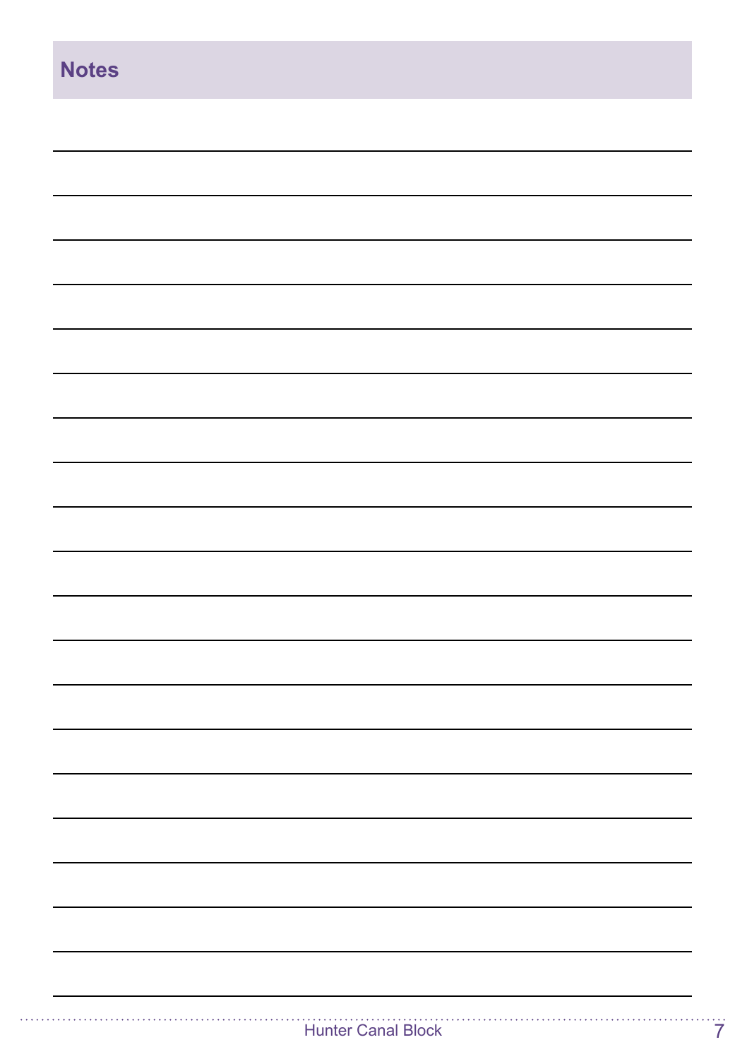## Notes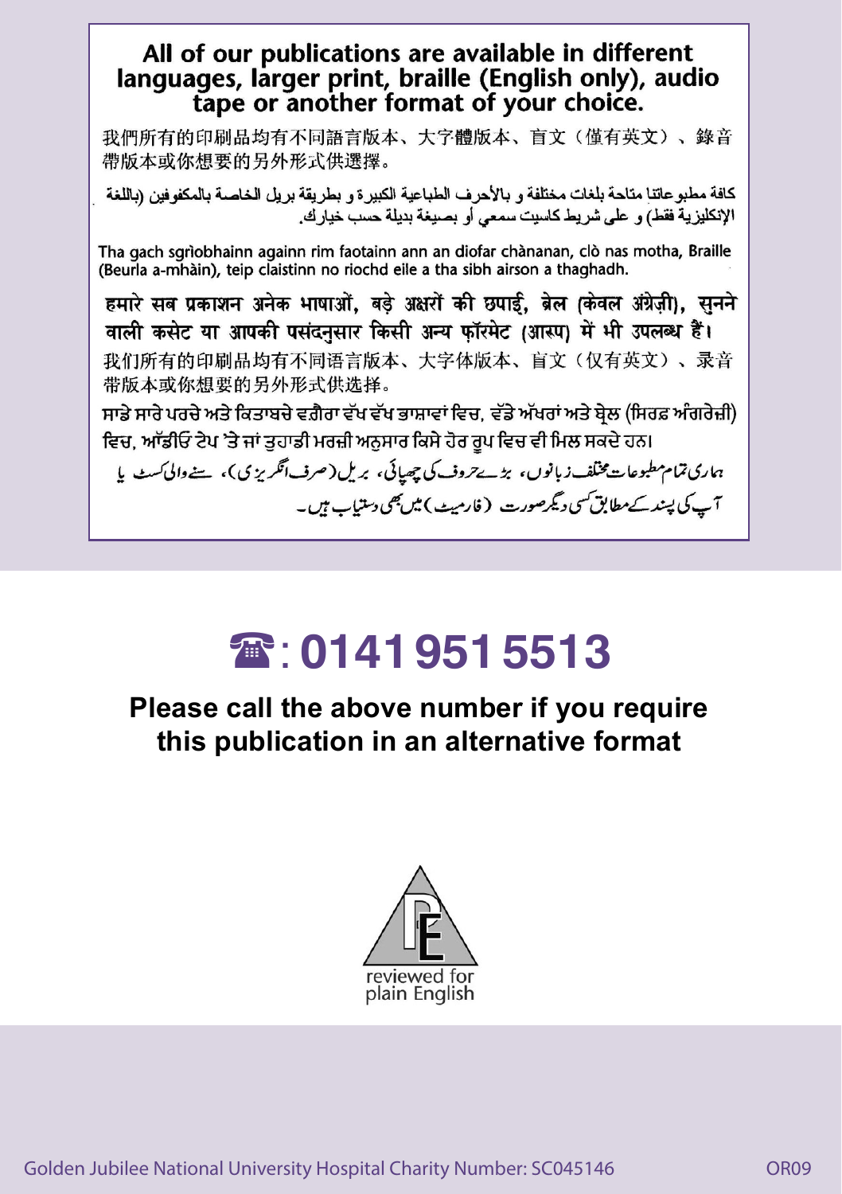**All of our publications are available in different languages, larger print, braille (English only), audio tape or another format of your choice.**

我們所有的印刷品均有不同語言版本、大字體版本、盲文（僅有英文）、錄音帶版本或你想要的另外形式供選擇。

كافة مطبوعاتنا متاحة بلغات مختلفة و بالأحرف الطباعية الكبيرة و بطريقة بريل الخاصة بالمكفوفين (باللغة الإنكليزية فقط) و على شريط كاسيت سمعي أو بصيغة بديلة حسب خيارك.

Tha gach sgrìobhainn againn rim faotainn ann an diofar chànanan, clò nas motha, Braille (Beurla a-mhàin), teip claistinn no riochd eile a tha sibh airson a thaghadh.

हमारे सब प्रकाशन अनेक भाषाओं, बड़े अक्षरों की छपाई, ब्रेल (केवल अंग्रेज़ी), सुनने वाली कसेट या आपकी पसंदनुसार किसी अन्य फॉरमेट (आरूप) में भी उपलब्ध हैं।

我们所有的印刷品均有不同语言版本、大字体版本、盲文（仅有英文）、录音带版本或你想要的另外形式供选择。

ਸਾਡੇ ਸਾਰੇ ਪਰਚੇ ਅਤੇ ਕਿਤਾਬਚੇ ਵਗ਼ੈਰਾ ਵੱਖ ਵੱਖ ਭਾਸ਼ਾਵਾਂ ਵਿਚ, ਵੱਡੇ ਅੱਖਰਾਂ ਅਤੇ ਬ੍ਰੇਲ (ਸਿਰਫ਼ ਅੰਗਰੇਜ਼ੀ) ਵਿਚ, ਆੱਡੀਓ ਟੇਪ 'ਤੇ ਜਾਂ ਤੁਹਾਡੀ ਮਰਜ਼ੀ ਅਨੁਸਾਰ ਕਿਸੇ ਹੋਰ ਰੂਪ ਵਿਚ ਵੀ ਮਿਲ ਸਕਦੇ ਹਨ।

ہماری تمام مطبوعات مختلف زبانوں، بڑے حروف کی چھپائی، بریل (صرف انگریزی)، سننے والی کسٹ یا آپ کی پسند کے مطابق کسی دیگر صورت (فارمیٹ) میں بھی دستیاب ہیں۔

# ☎: 0141 951 5513

**Please call the above number if you require this publication in an alternative format**

reviewed for plain English

Golden Jubilee National University Hospital Charity Number: SC045146

OR09